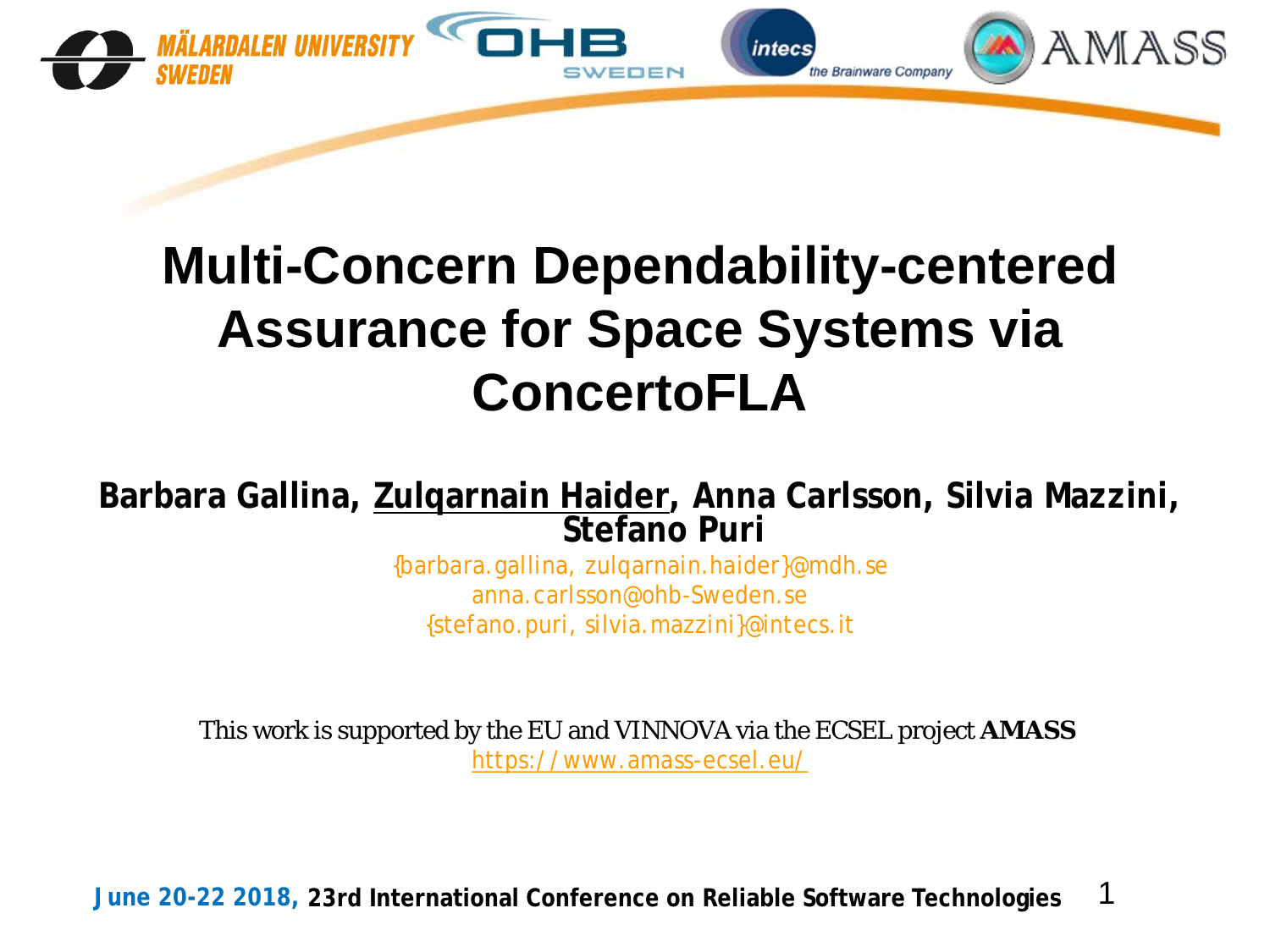# Multi-Concern Dependability-centered Assurance for Space Systems via ConcertoFLA

**Barbara Gallina, Zulqarnain Haider, Anna Carlsson, Silvia Mazzini, Stefano Puri**

{barbara.gallina, zulqarnain.haider}@mdh.se
anna.carlsson@ohb-Sweden.se
{stefano.puri, silvia.mazzini}@intecs.it

This work is supported by the EU and VINNOVA via the ECSEL project **AMASS**
https://www.amass-ecsel.eu/

**June 20-22 2018, 23rd International Conference on Reliable Software Technologies**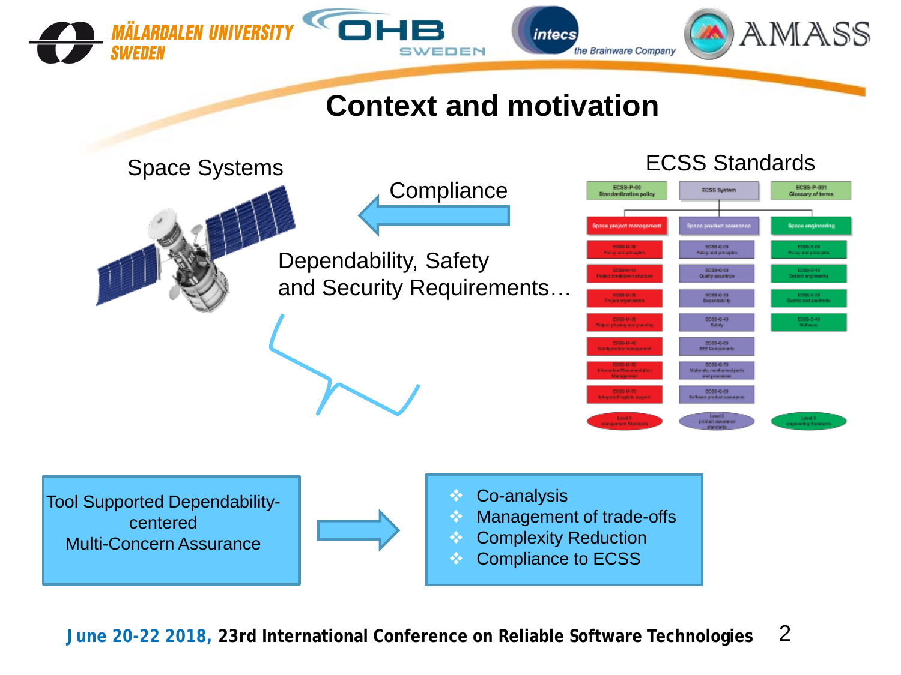# Context and motivation

Space Systems

Compliance

ECSS Standards

Dependability, Safety and Security Requirements…

Tool Supported Dependability-centered Multi-Concern Assurance

- Co-analysis
- Management of trade-offs
- Complexity Reduction
- Compliance to ECSS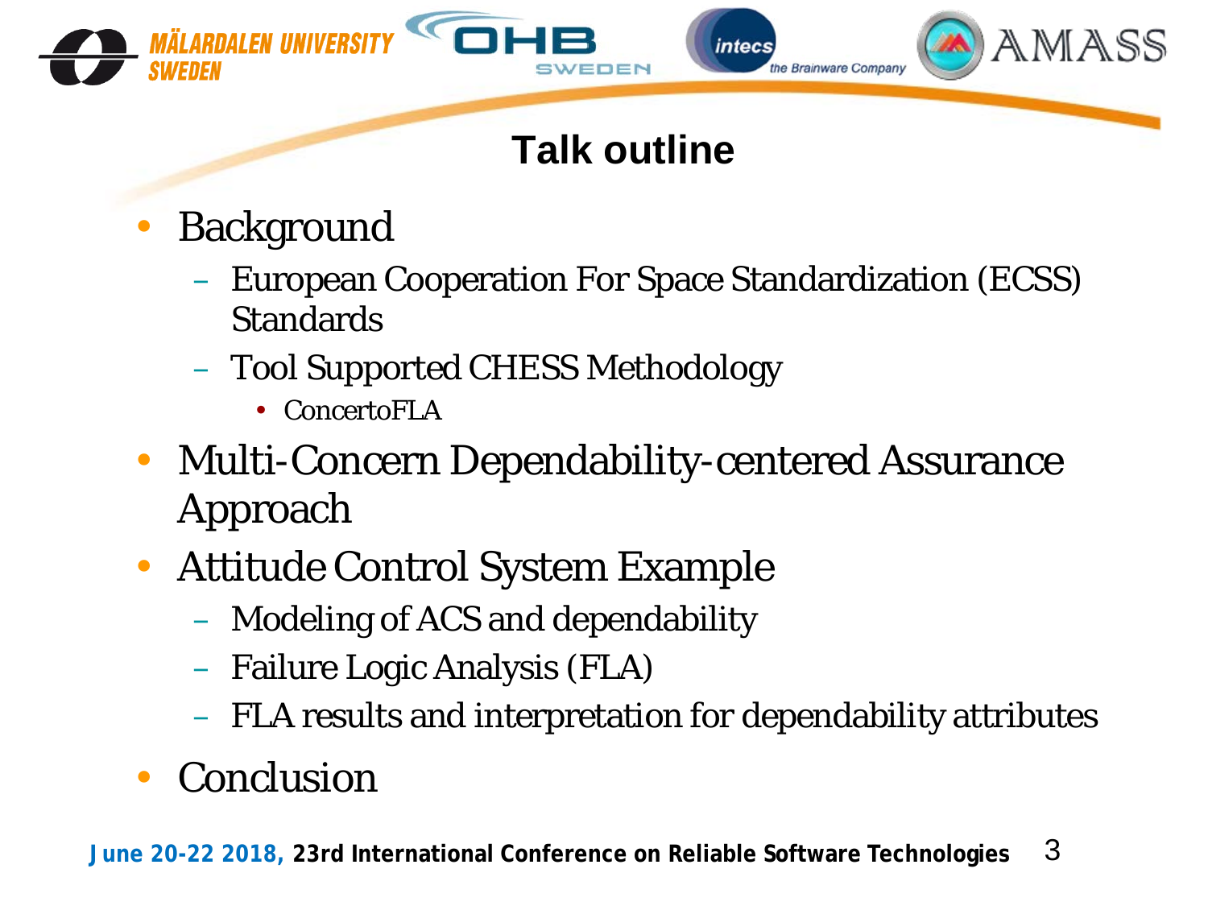# Talk outline

- Background
  - European Cooperation For Space Standardization (ECSS) Standards
  - Tool Supported CHESS Methodology
    - ConcertoFLA
- Multi-Concern Dependability-centered Assurance Approach
- Attitude Control System Example
  - Modeling of ACS and dependability
  - Failure Logic Analysis (FLA)
  - FLA results and interpretation for dependability attributes
- Conclusion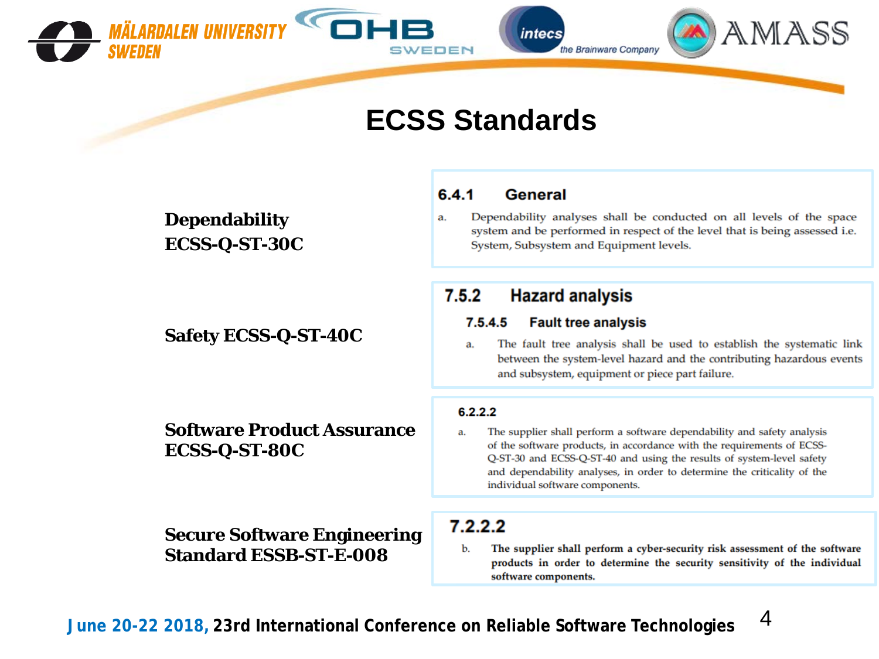# ECSS Standards

**Dependability ECSS-Q-ST-30C**

> **6.4.1 General**
>
> a. Dependability analyses shall be conducted on all levels of the space system and be performed in respect of the level that is being assessed i.e. System, Subsystem and Equipment levels.

**Safety ECSS-Q-ST-40C**

> **7.5.2 Hazard analysis**
>
> **7.5.4.5 Fault tree analysis**
>
> a. The fault tree analysis shall be used to establish the systematic link between the system-level hazard and the contributing hazardous events and subsystem, equipment or piece part failure.

**Software Product Assurance ECSS-Q-ST-80C**

> **6.2.2.2**
>
> a. The supplier shall perform a software dependability and safety analysis of the software products, in accordance with the requirements of ECSS-Q-ST-30 and ECSS-Q-ST-40 and using the results of system-level safety and dependability analyses, in order to determine the criticality of the individual software components.

**Secure Software Engineering Standard ESSB-ST-E-008**

> **7.2.2.2**
>
> b. **The supplier shall perform a cyber-security risk assessment of the software products in order to determine the security sensitivity of the individual software components.**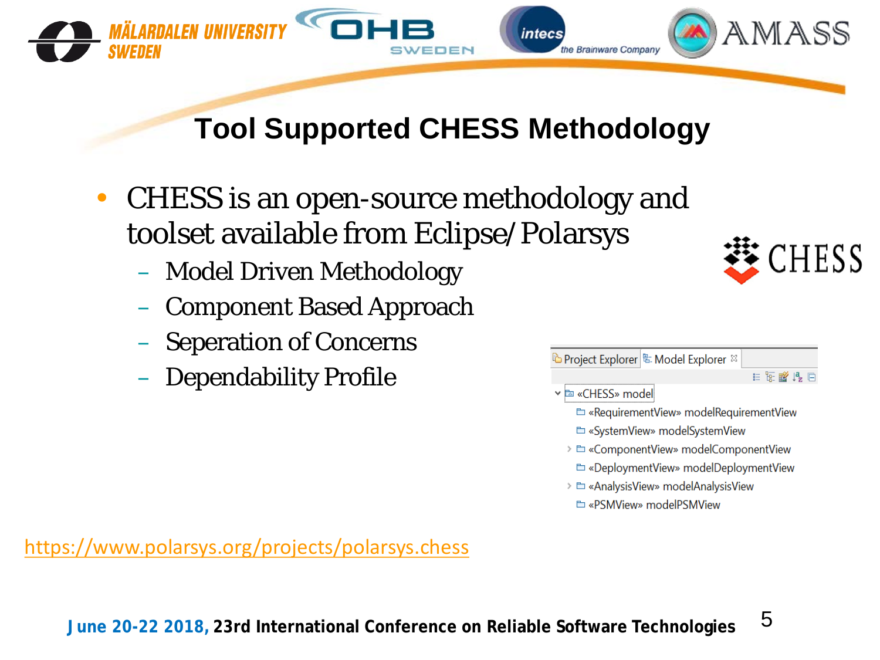# Tool Supported CHESS Methodology

- CHESS is an open-source methodology and toolset available from Eclipse/Polarsys
  - Model Driven Methodology
  - Component Based Approach
  - Seperation of Concerns
  - Dependability Profile

Project Explorer | Model Explorer

- «CHESS» model
  - «RequirementView» modelRequirementView
  - «SystemView» modelSystemView
  - «ComponentView» modelComponentView
  - «DeploymentView» modelDeploymentView
  - «AnalysisView» modelAnalysisView
  - «PSMView» modelPSMView

https://www.polarsys.org/projects/polarsys.chess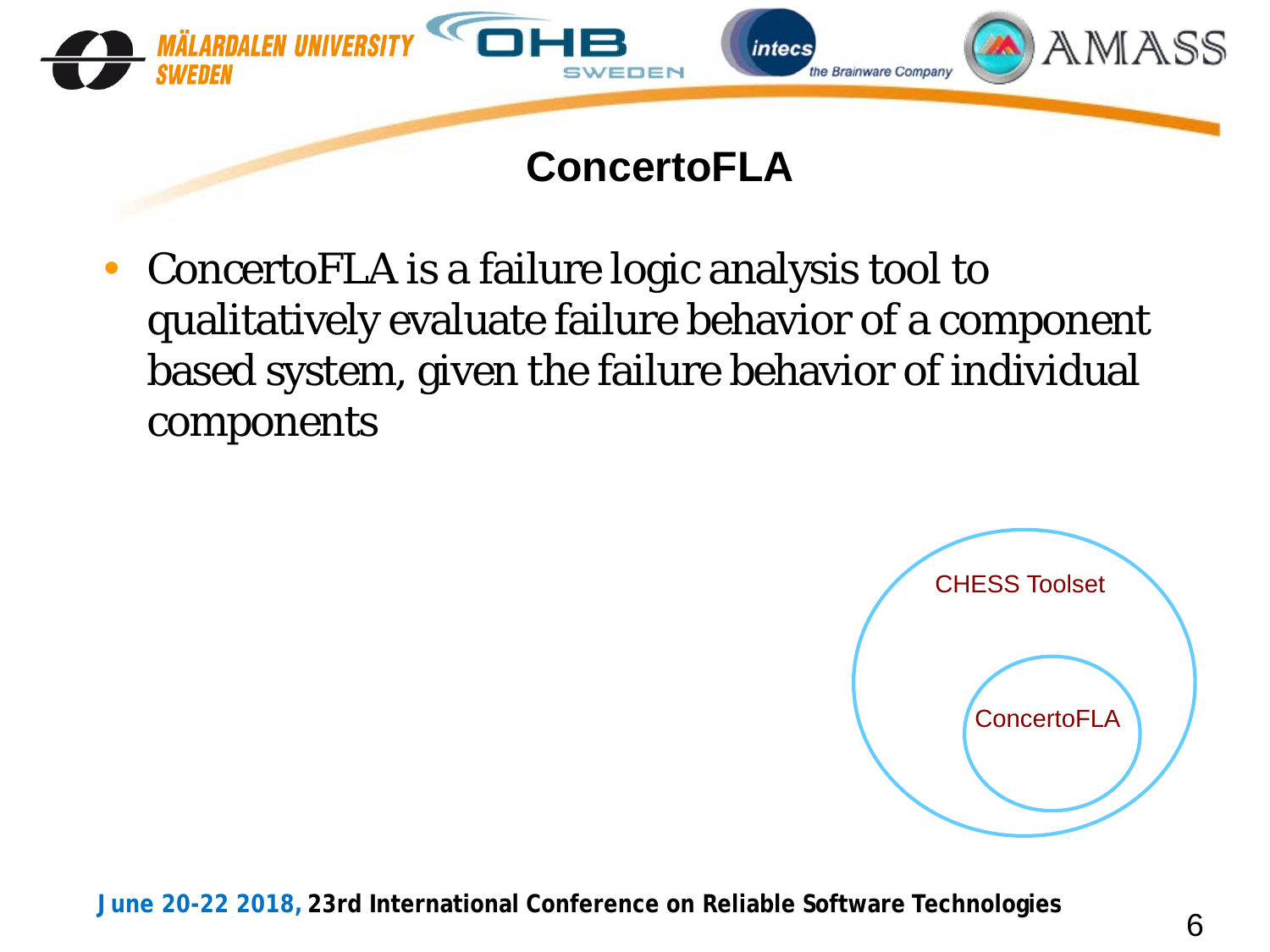# ConcertoFLA

- ConcertoFLA is a failure logic analysis tool to qualitatively evaluate failure behavior of a component based system, given the failure behavior of individual components

CHESS Toolset

ConcertoFLA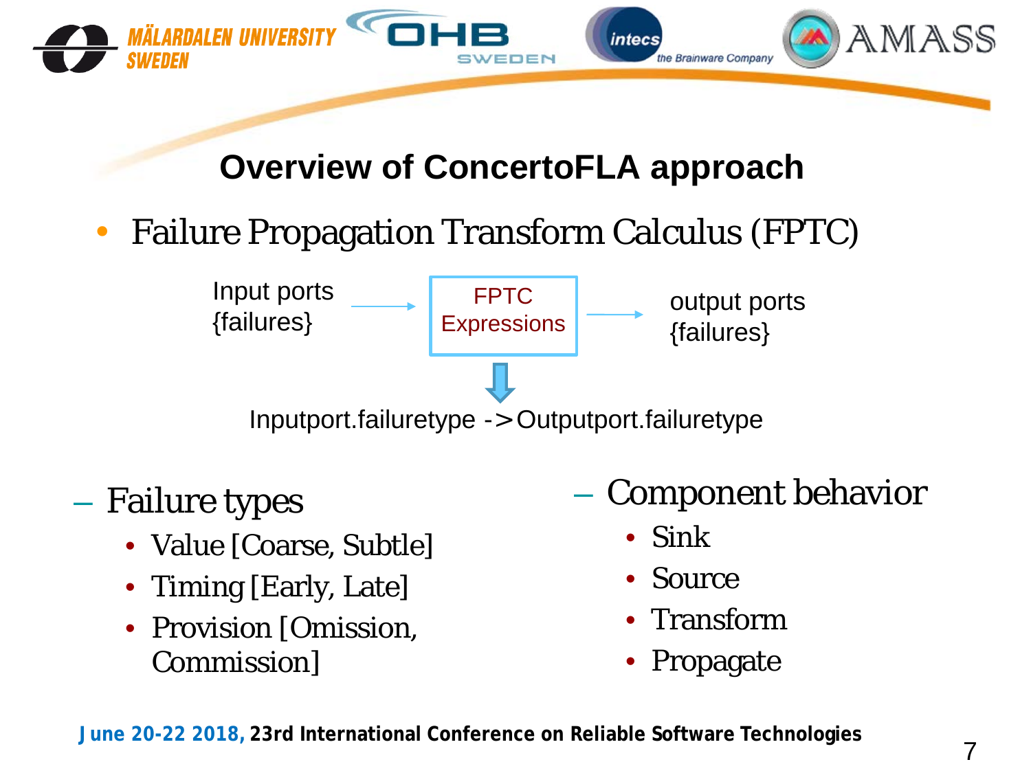# Overview of ConcertoFLA approach

- Failure Propagation Transform Calculus (FPTC)

Input ports {failures} → FPTC Expressions → output ports {failures}

Inputport.failuretype ->Outputport.failuretype

- Failure types
  - Value [Coarse, Subtle]
  - Timing [Early, Late]
  - Provision [Omission, Commission]
- Component behavior
  - Sink
  - Source
  - Transform
  - Propagate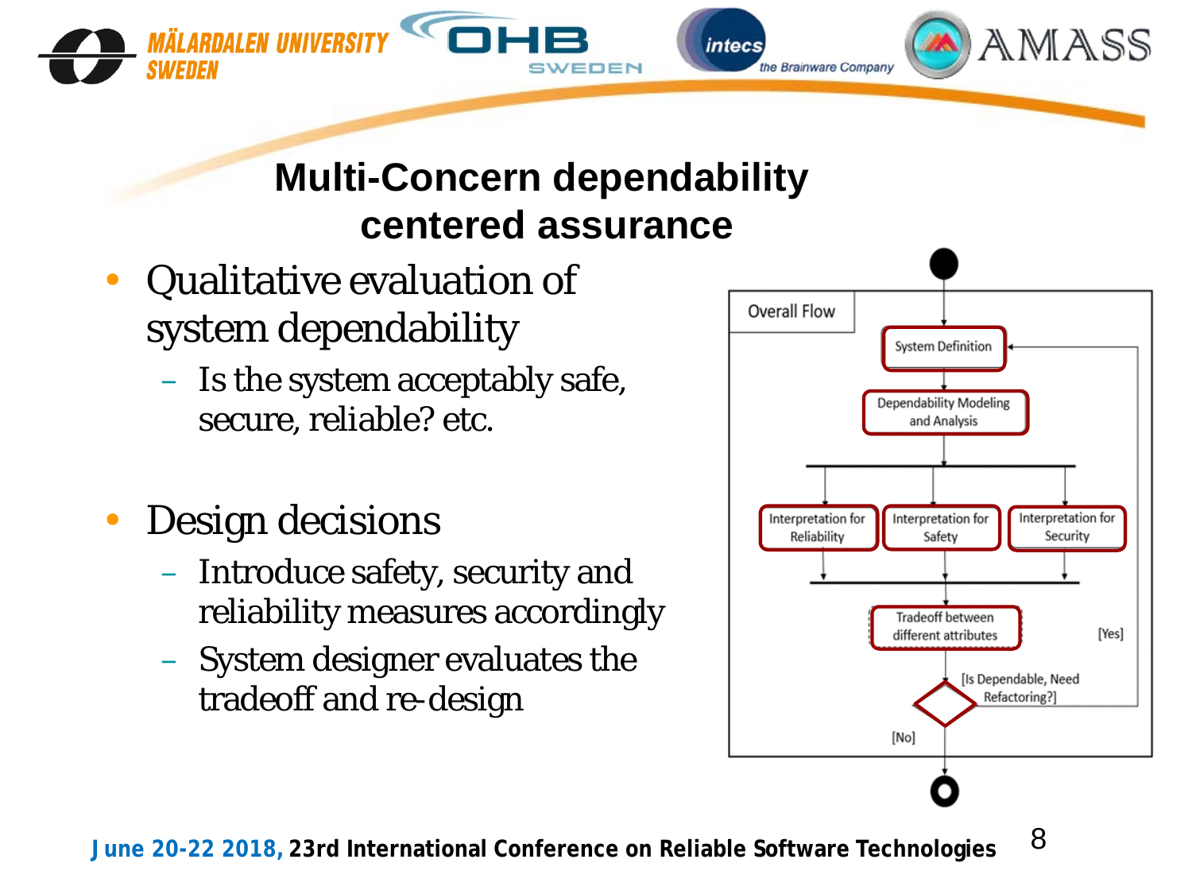# Multi-Concern dependability centered assurance

- Qualitative evaluation of system dependability
  - Is the system acceptably safe, secure, reliable? etc.
- Design decisions
  - Introduce safety, security and reliability measures accordingly
  - System designer evaluates the tradeoff and re-design

Overall Flow

System Definition

Dependability Modeling and Analysis

Interpretation for Reliability

Interpretation for Safety

Interpretation for Security

Tradeoff between different attributes

[Is Dependable, Need Refactoring?]

[Yes]

[No]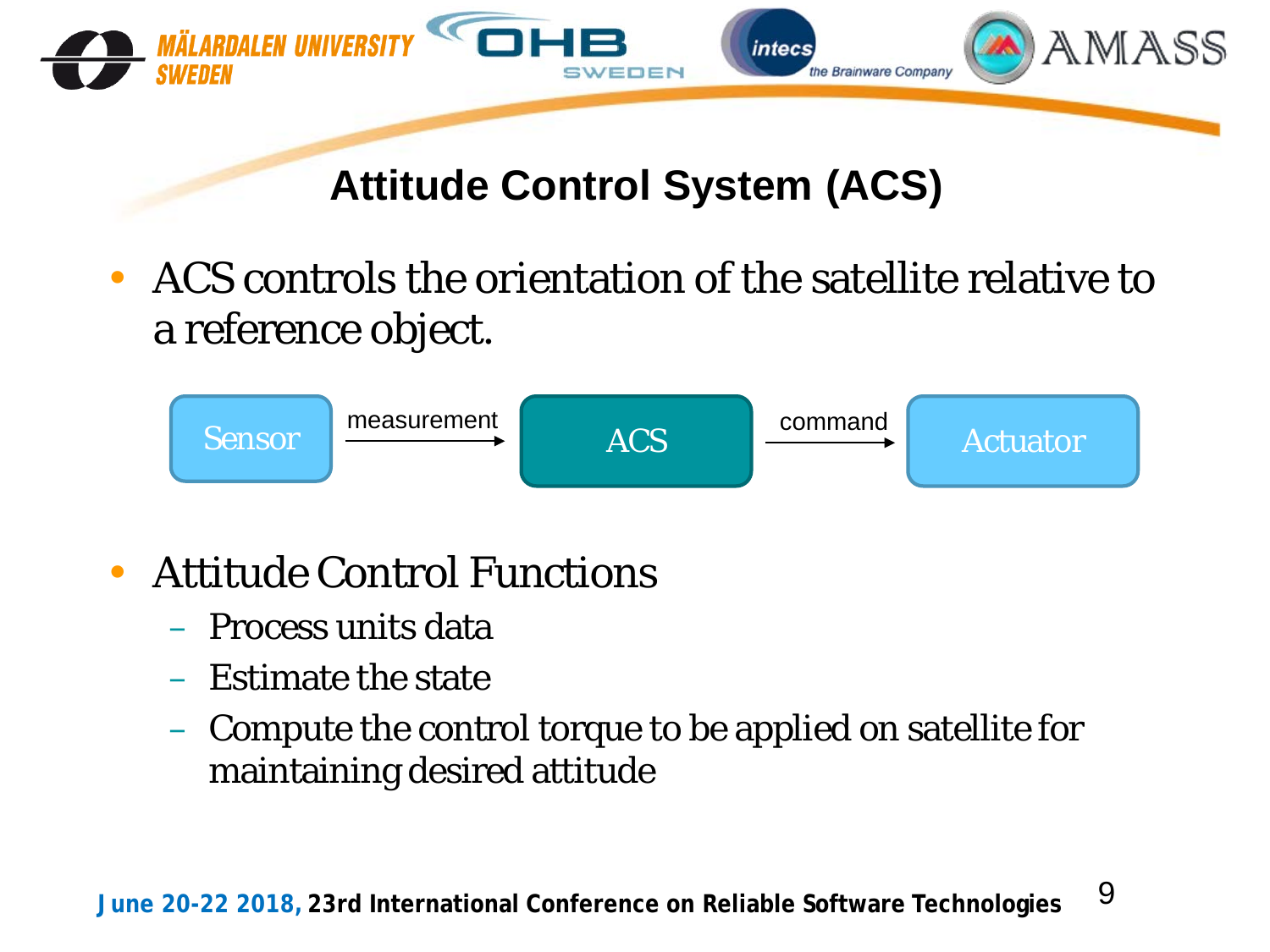# Attitude Control System (ACS)

- ACS controls the orientation of the satellite relative to a reference object.

Sensor → measurement → ACS → command → Actuator

- Attitude Control Functions
  - Process units data
  - Estimate the state
  - Compute the control torque to be applied on satellite for maintaining desired attitude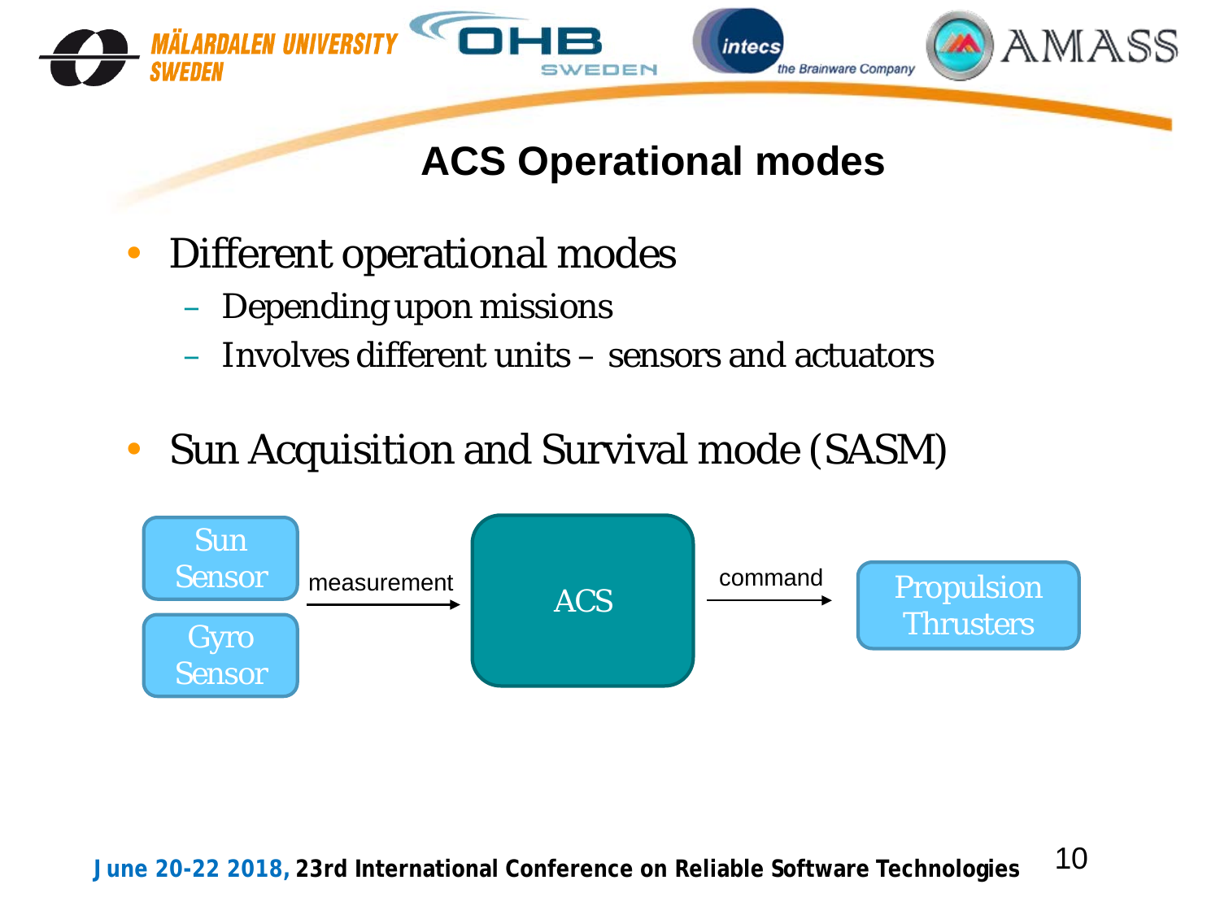# ACS Operational modes

- Different operational modes
  - Depending upon missions
  - Involves different units – sensors and actuators
- Sun Acquisition and Survival mode (SASM)

Sun Sensor
Gyro Sensor
measurement
ACS
command
Propulsion Thrusters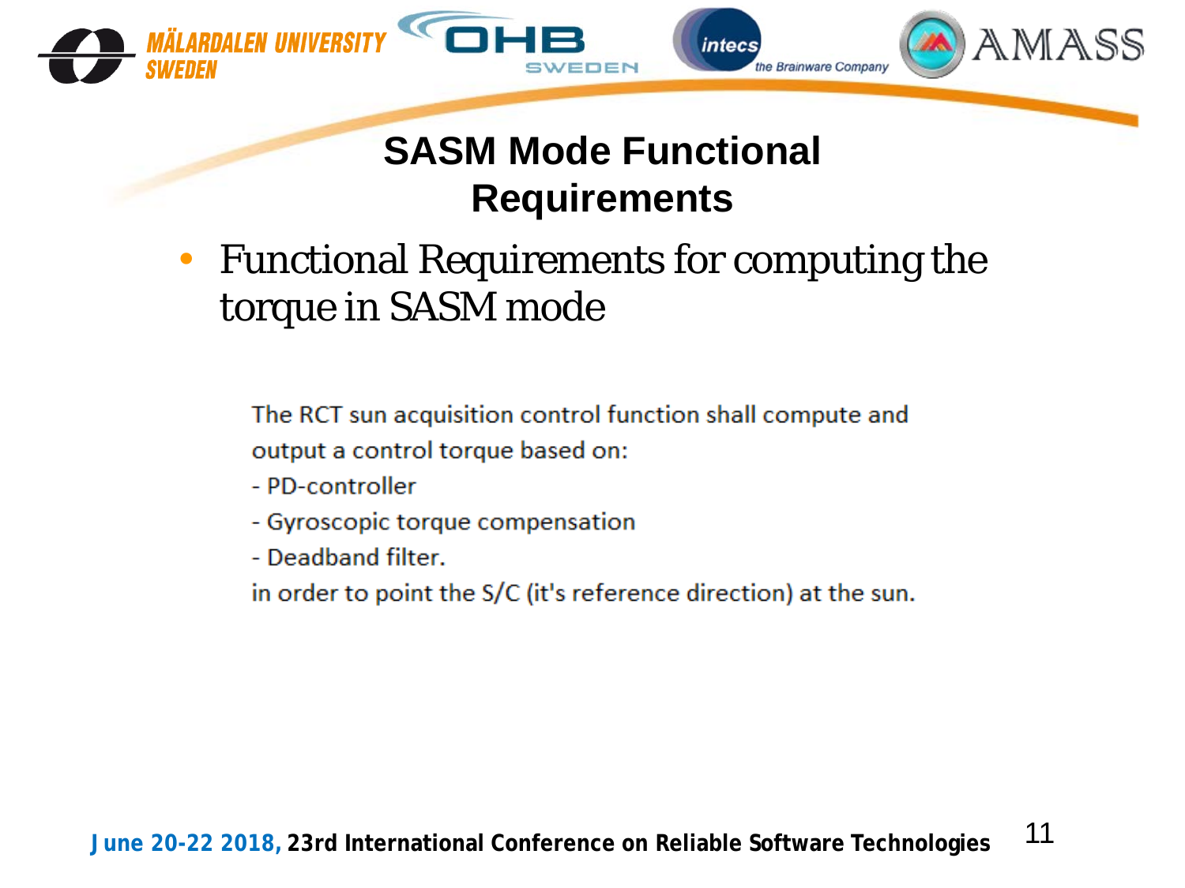# SASM Mode Functional Requirements

- Functional Requirements for computing the torque in SASM mode

The RCT sun acquisition control function shall compute and output a control torque based on:

- PD-controller
- Gyroscopic torque compensation
- Deadband filter.

in order to point the S/C (it's reference direction) at the sun.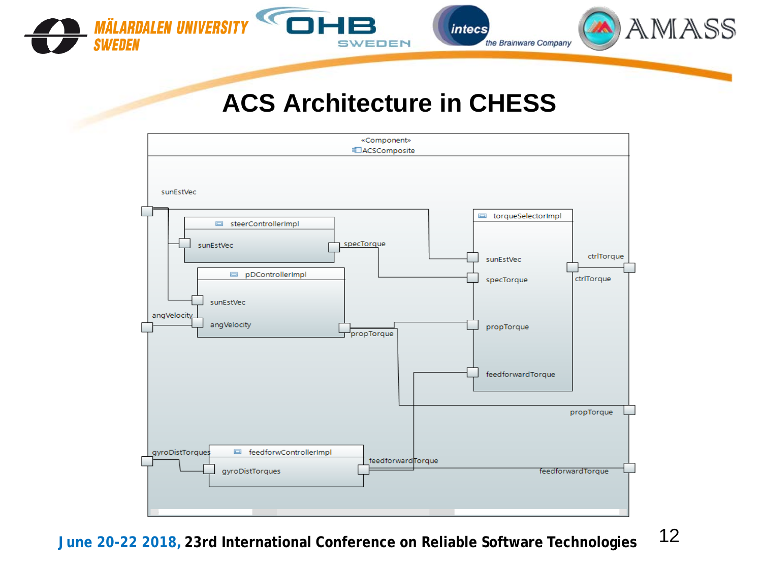# ACS Architecture in CHESS

«Component»
ACSComposite

sunEstVec

steerControllerImpl
- sunEstVec
- specTorque

pDControllerImpl
- sunEstVec
- angVelocity
- propTorque

torqueSelectorImpl
- sunEstVec
- specTorque
- propTorque
- feedforwardTorque
- ctrlTorque

angVelocity

ctrlTorque

propTorque

gyroDistTorques

feedforwControllerImpl
- gyroDistTorques
- feedforwardTorque

feedforwardTorque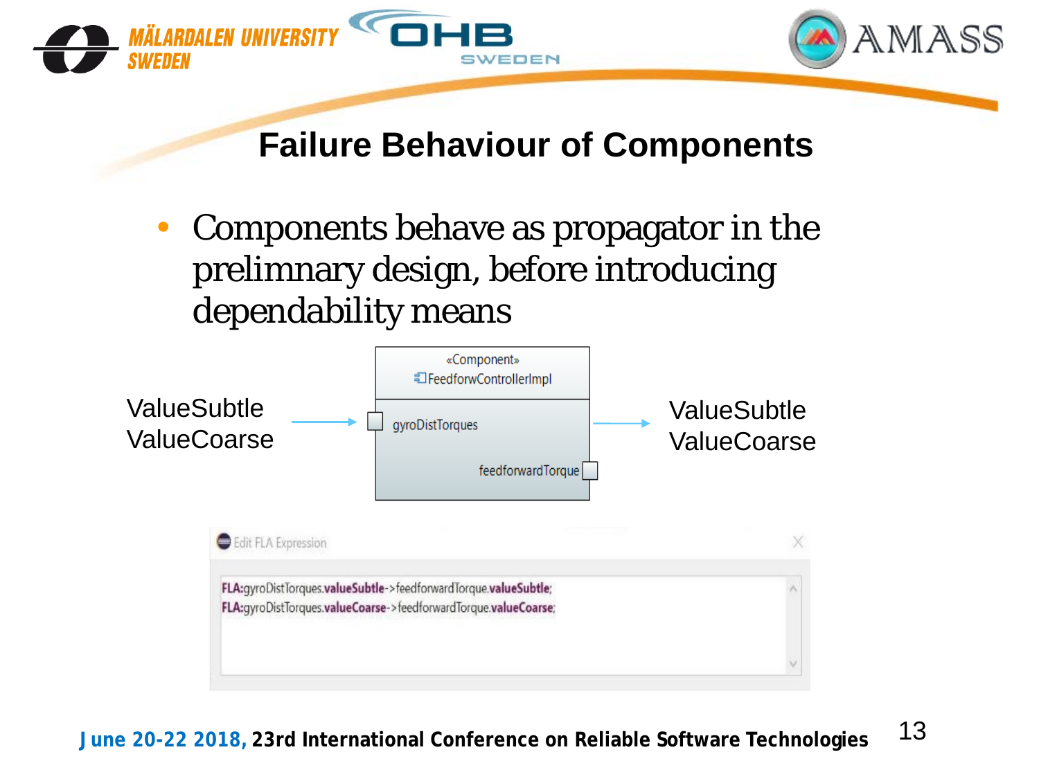# Failure Behaviour of Components

- Components behave as propagator in the prelimnary design, before introducing dependability means

ValueSubtle
ValueCoarse

«Component»
FeedforwControllerImpl

gyroDistTorques

feedforwardTorque

ValueSubtle
ValueCoarse

Edit FLA Expression

```
FLA:gyroDistTorques.valueSubtle->feedforwardTorque.valueSubtle;
FLA:gyroDistTorques.valueCoarse->feedforwardTorque.valueCoarse;
```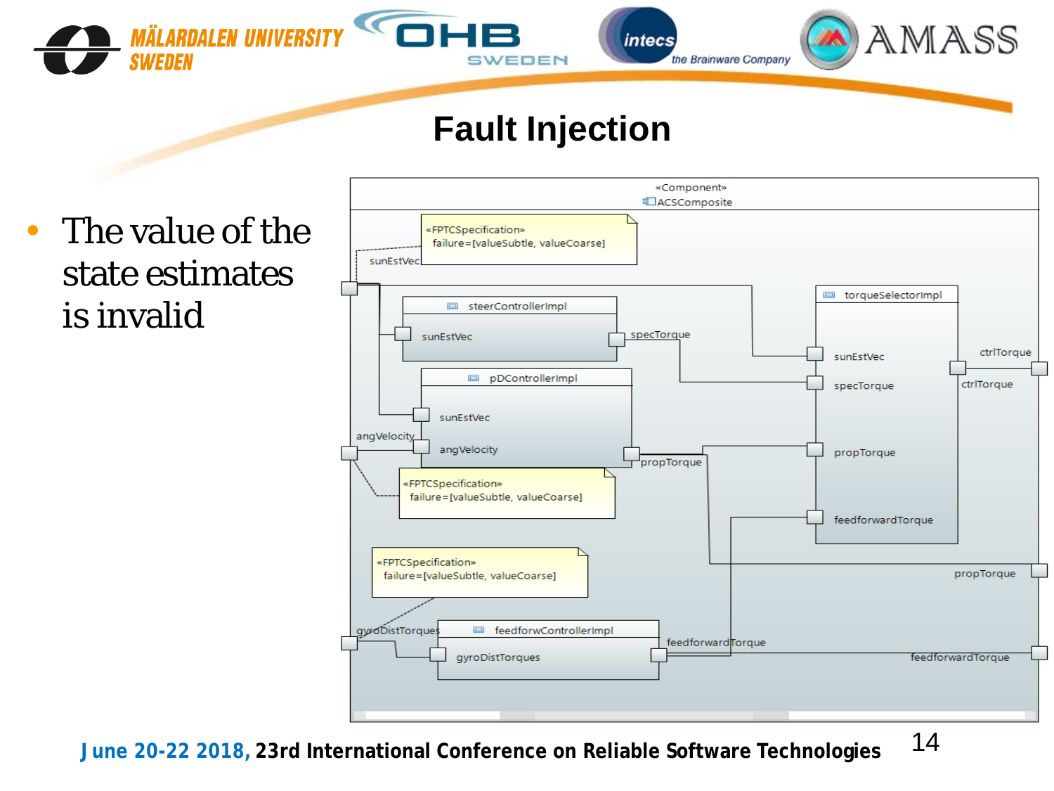# Fault Injection

- The value of the state estimates is invalid

«Component»
ACSComposite

«FPTCSpecification»
failure=[valueSubtle, valueCoarse]

sunEstVec

steerControllerImpl
sunEstVec
specTorque

pDControllerImpl
sunEstVec
angVelocity
angVelocity
propTorque

«FPTCSpecification»
failure=[valueSubtle, valueCoarse]

torqueSelectorImpl
sunEstVec
specTorque
propTorque
feedforwardTorque
ctrlTorque
ctrlTorque

propTorque

«FPTCSpecification»
failure=[valueSubtle, valueCoarse]

gyroDistTorques

feedforwControllerImpl
gyroDistTorques
feedforwardTorque
feedforwardTorque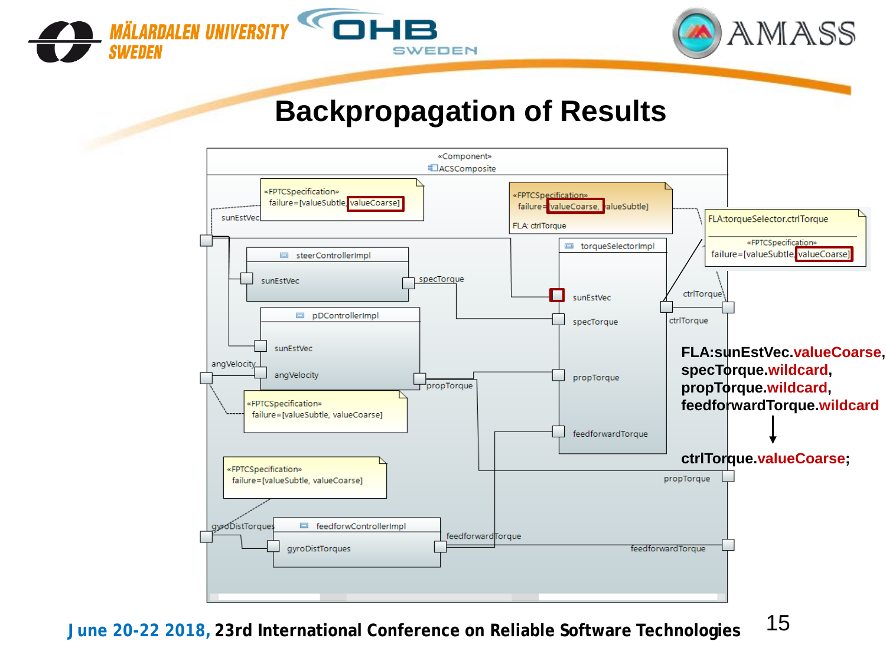# Backpropagation of Results

«Component»
ACSComposite

«FPTCSpecification»
failure=[valueSubtle, valueCoarse]

sunEstVec

«FPTCSpecification»
failure=[valueCoarse, valueSubtle]
FLA: ctrlTorque

FLA:torqueSelector.ctrlTorque
«FPTCSpecification»
failure=[valueSubtle, valueCoarse]

steerControllerImpl
sunEstVec
specTorque

torqueSelectorImpl
sunEstVec
specTorque
propTorque
feedforwardTorque
ctrlTorque

pDControllerImpl
sunEstVec
angVelocity
propTorque

«FPTCSpecification»
failure=[valueSubtle, valueCoarse]

«FPTCSpecification»
failure=[valueSubtle, valueCoarse]

feedforwControllerImpl
gyroDistTorques
feedforwardTorque

**FLA:sunEstVec.valueCoarse, specTorque.wildcard, propTorque.wildcard, feedforwardTorque.wildcard**

↓

**ctrlTorque.valueCoarse;**

June 20-22 2018, 23rd International Conference on Reliable Software Technologies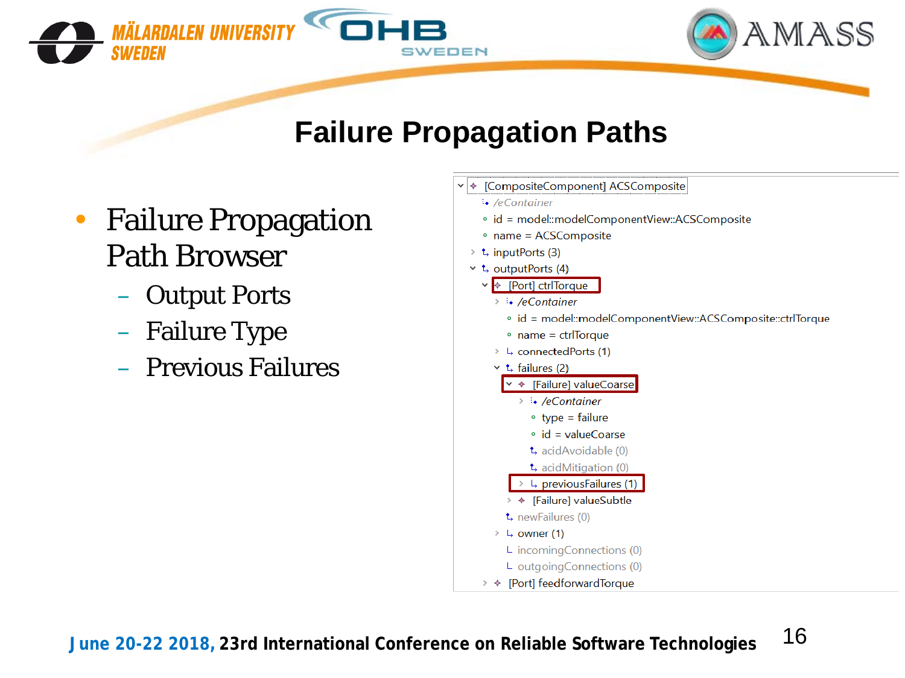# Failure Propagation Paths

- Failure Propagation Path Browser
  - Output Ports
  - Failure Type
  - Previous Failures

```
[CompositeComponent] ACSComposite
  /eContainer
  id = model::modelComponentView::ACSComposite
  name = ACSComposite
  inputPorts (3)
  outputPorts (4)
    [Port] ctrlTorque
      /eContainer
      id = model::modelComponentView::ACSComposite::ctrlTorque
      name = ctrlTorque
      connectedPorts (1)
      failures (2)
        [Failure] valueCoarse
          /eContainer
          type = failure
          id = valueCoarse
          acidAvoidable (0)
          acidMitigation (0)
          previousFailures (1)
        [Failure] valueSubtle
      newFailures (0)
      owner (1)
      incomingConnections (0)
      outgoingConnections (0)
    [Port] feedforwardTorque
```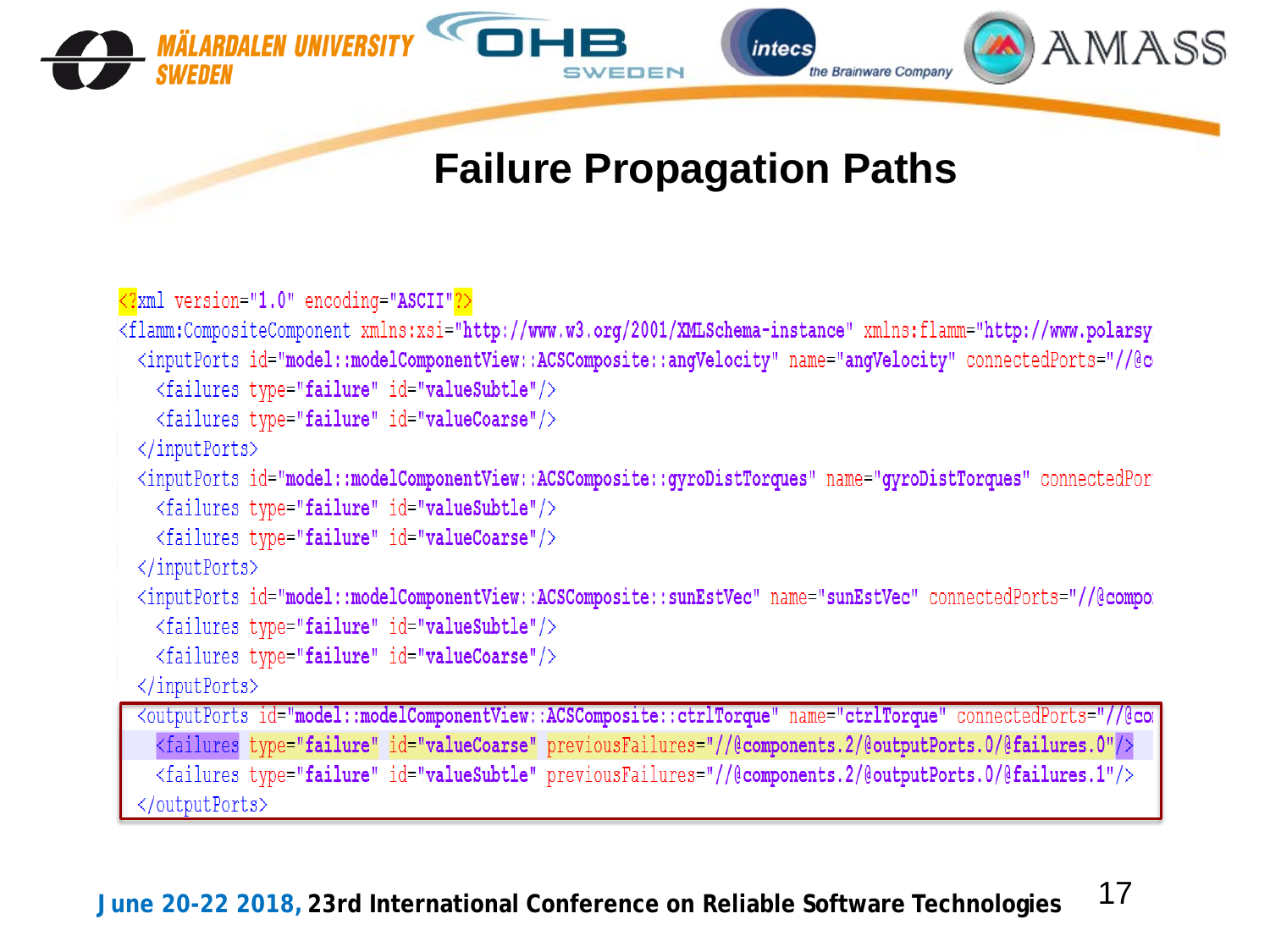# Failure Propagation Paths

```
<?xml version="1.0" encoding="ASCII"?>
<flamm:CompositeComponent xmlns:xsi="http://www.w3.org/2001/XMLSchema-instance" xmlns:flamm="http://www.polarsy
  <inputPorts id="model::modelComponentView::ACSComposite::angVelocity" name="angVelocity" connectedPorts="//@c
    <failures type="failure" id="valueSubtle"/>
    <failures type="failure" id="valueCoarse"/>
  </inputPorts>
  <inputPorts id="model::modelComponentView::ACSComposite::gyroDistTorques" name="gyroDistTorques" connectedPor
    <failures type="failure" id="valueSubtle"/>
    <failures type="failure" id="valueCoarse"/>
  </inputPorts>
  <inputPorts id="model::modelComponentView::ACSComposite::sunEstVec" name="sunEstVec" connectedPorts="//@compo
    <failures type="failure" id="valueSubtle"/>
    <failures type="failure" id="valueCoarse"/>
  </inputPorts>
  <outputPorts id="model::modelComponentView::ACSComposite::ctrlTorque" name="ctrlTorque" connectedPorts="//@co
    <failures type="failure" id="valueCoarse" previousFailures="//@components.2/@outputPorts.0/@failures.0"/>
    <failures type="failure" id="valueSubtle" previousFailures="//@components.2/@outputPorts.0/@failures.1"/>
  </outputPorts>
```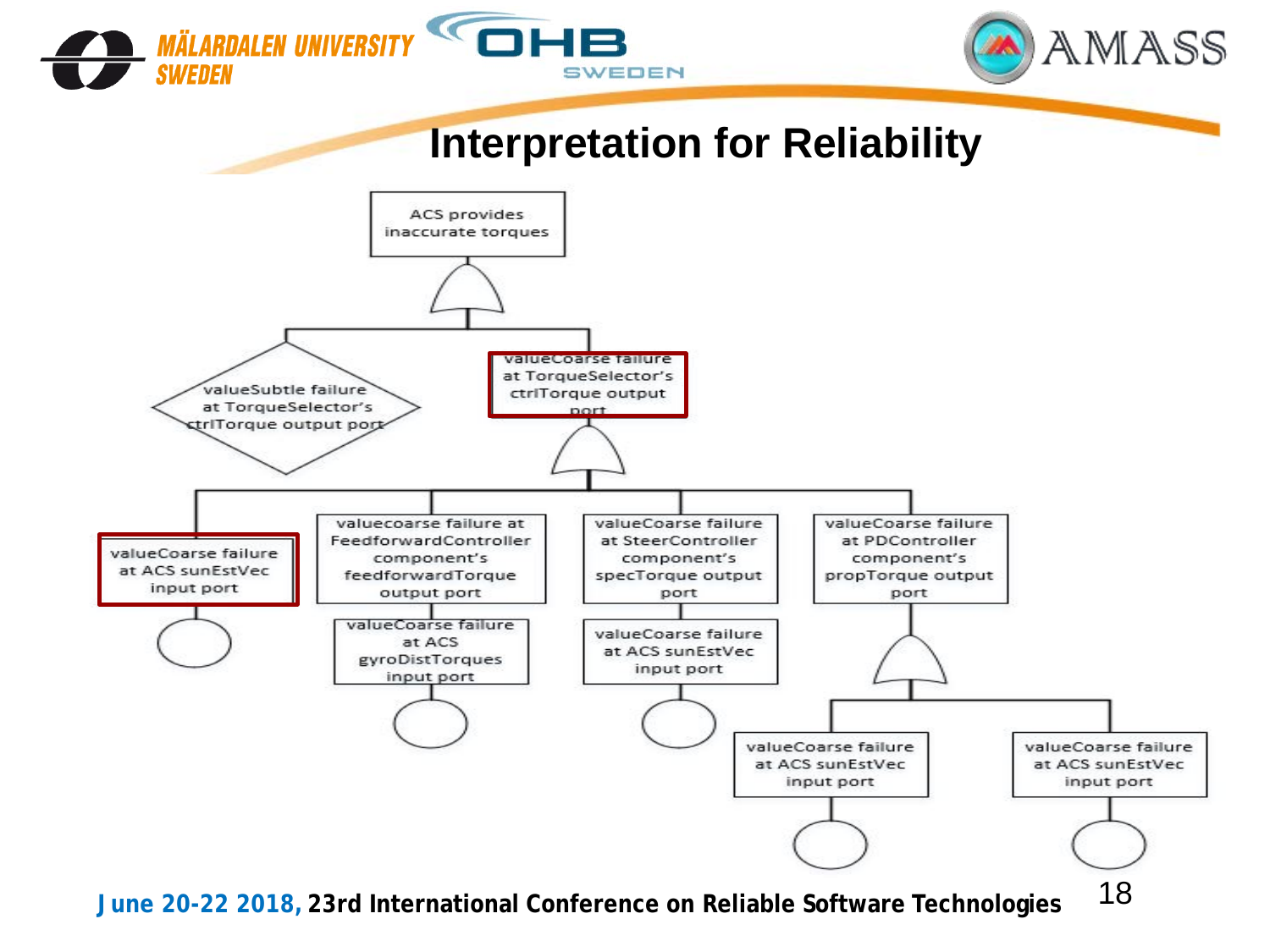# Interpretation for Reliability

ACS provides inaccurate torques

valueSubtle failure at TorqueSelector's ctrlTorque output port

valueCoarse failure at TorqueSelector's ctrlTorque output port

valueCoarse failure at ACS sunEstVec input port

valuecoarse failure at FeedforwardController component's feedforwardTorque output port

valueCoarse failure at ACS gyroDistTorques input port

valueCoarse failure at SteerController component's specTorque output port

valueCoarse failure at ACS sunEstVec input port

valueCoarse failure at PDController component's propTorque output port

valueCoarse failure at ACS sunEstVec input port

valueCoarse failure at ACS sunEstVec input port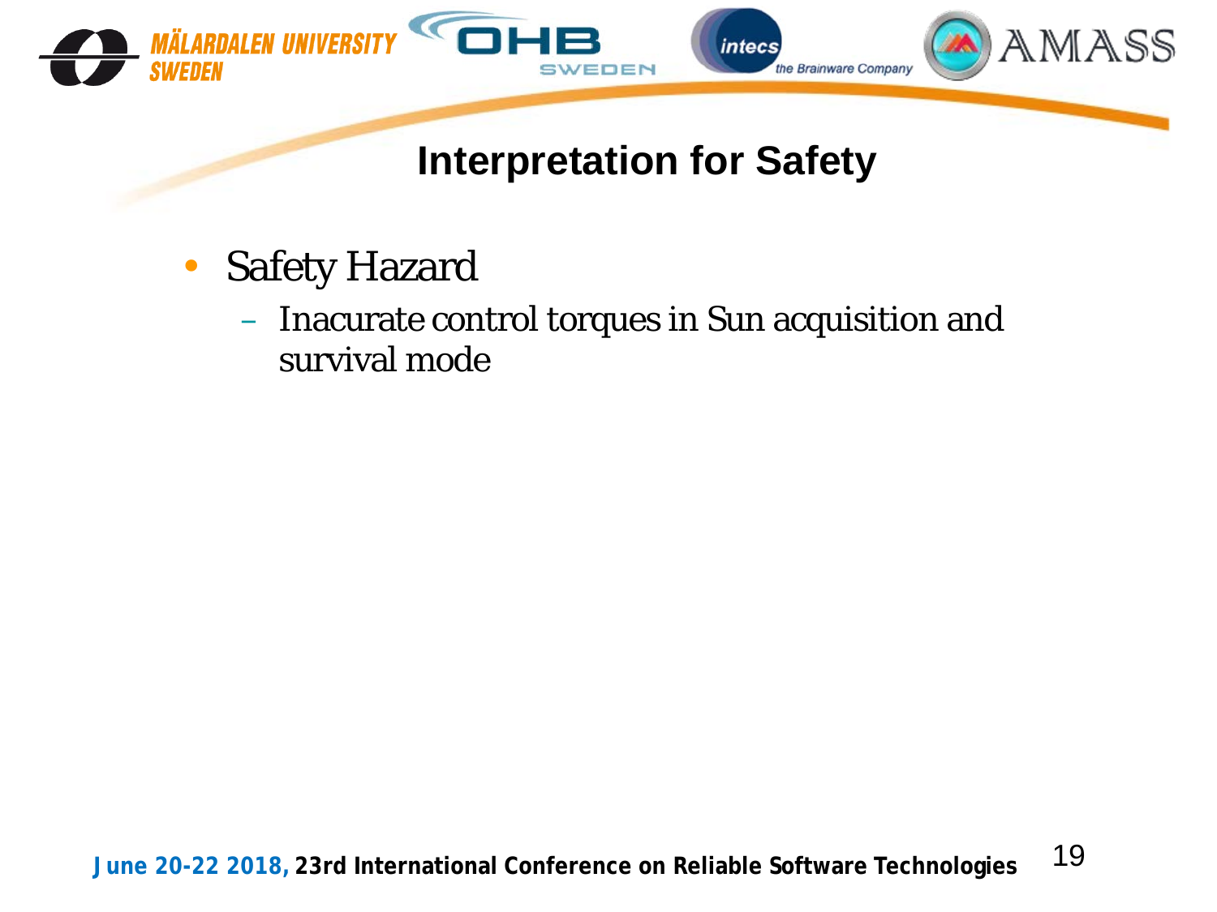## Interpretation for Safety

- Safety Hazard
  - Inacurate control torques in Sun acquisition and survival mode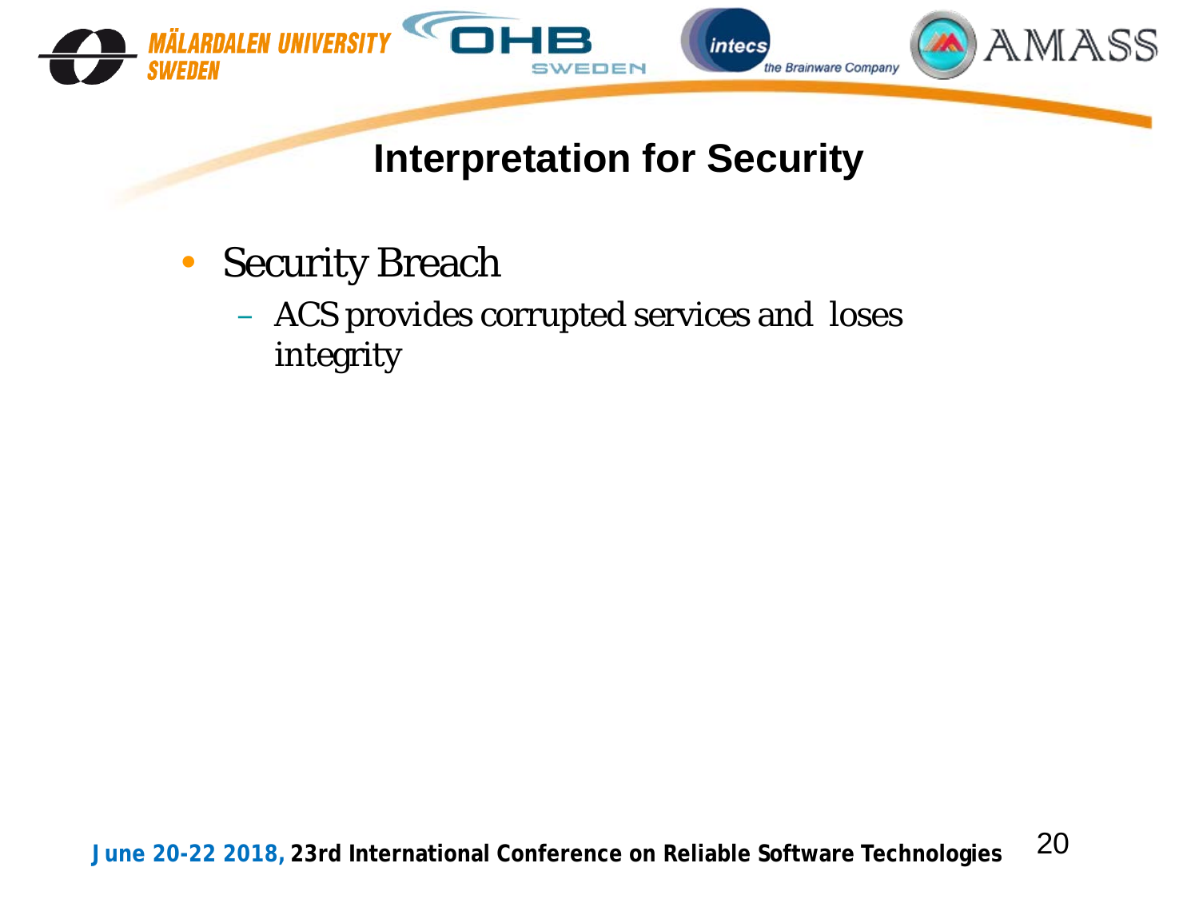# Interpretation for Security

- Security Breach
  - ACS provides corrupted services and loses integrity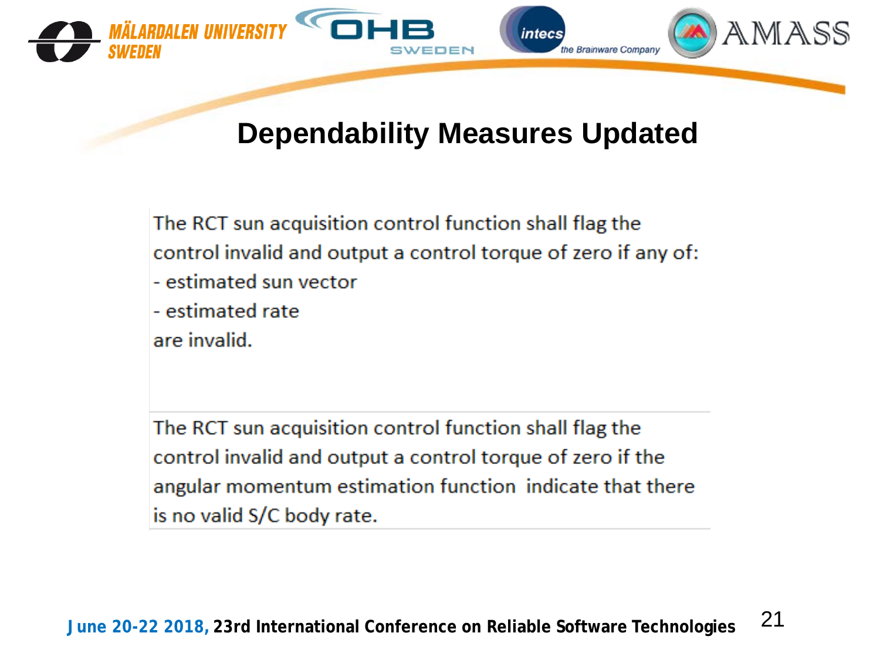# Dependability Measures Updated

The RCT sun acquisition control function shall flag the control invalid and output a control torque of zero if any of:
- estimated sun vector
- estimated rate

are invalid.

The RCT sun acquisition control function shall flag the control invalid and output a control torque of zero if the angular momentum estimation function indicate that there is no valid S/C body rate.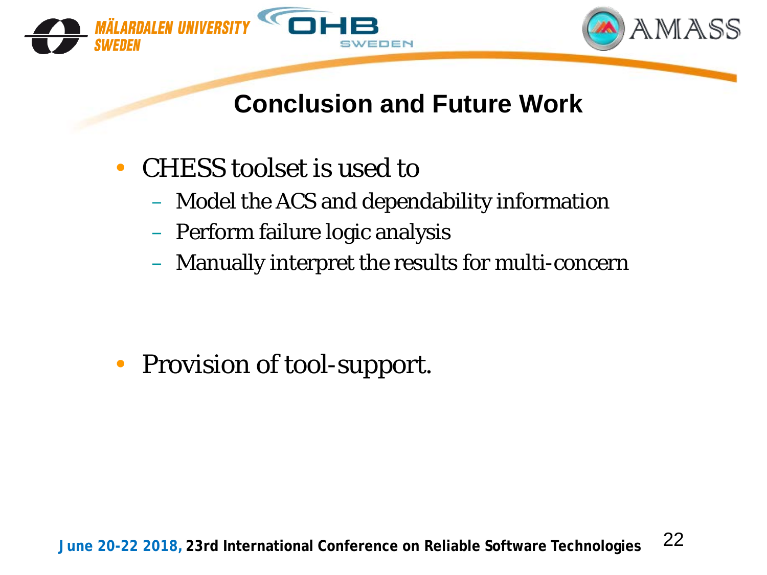# Conclusion and Future Work

- CHESS toolset is used to
  - Model the ACS and dependability information
  - Perform failure logic analysis
  - Manually interpret the results for multi-concern

- Provision of tool-support.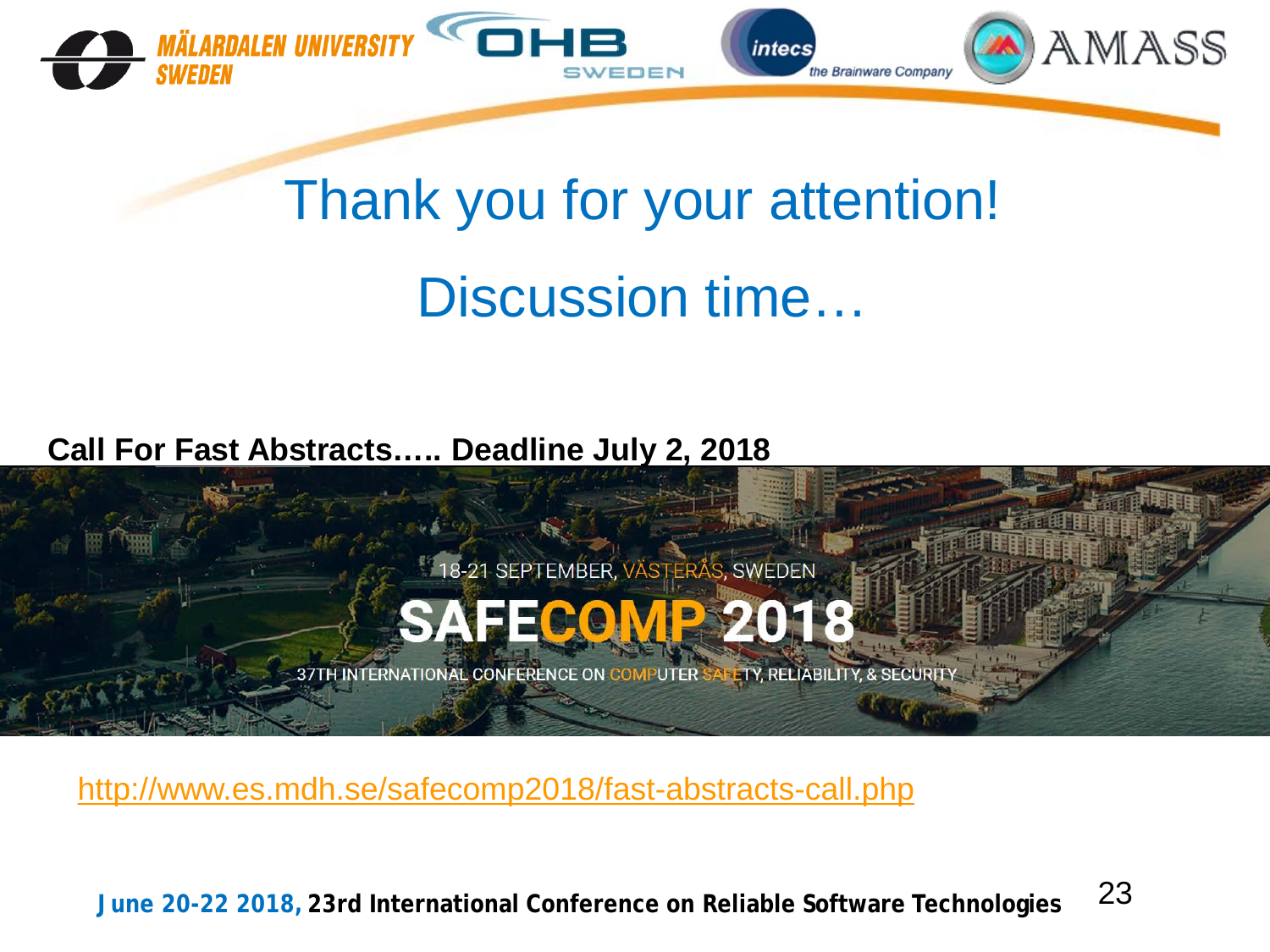MÄLARDALEN UNIVERSITY SWEDEN

OHB SWEDEN

intecs the Brainware Company

AMASS

# Thank you for your attention!

# Discussion time…

**Call For Fast Abstracts….. Deadline July 2, 2018**

18-21 SEPTEMBER, VÄSTERÅS, SWEDEN

SAFECOMP 2018

37TH INTERNATIONAL CONFERENCE ON COMPUTER SAFETY, RELIABILITY, & SECURITY

http://www.es.mdh.se/safecomp2018/fast-abstracts-call.php

June 20-22 2018, **23rd International Conference on Reliable Software Technologies**